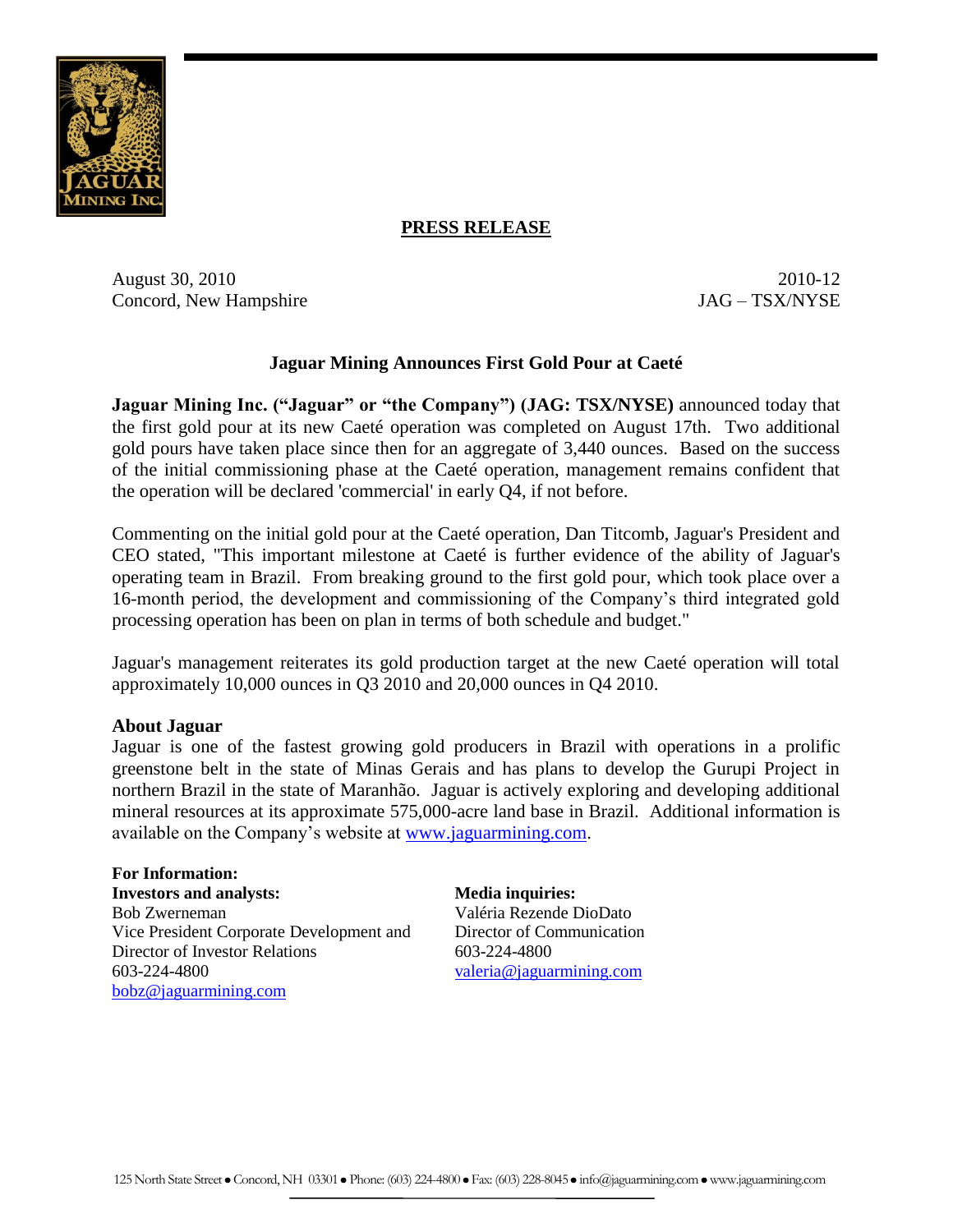**PRESS RELEASE**

August 30, 2010
Concord, New Hampshire

2010-12
JAG – TSX/NYSE

## Jaguar Mining Announces First Gold Pour at Caeté

**Jaguar Mining Inc. ("Jaguar" or "the Company") (JAG: TSX/NYSE)** announced today that the first gold pour at its new Caeté operation was completed on August 17th. Two additional gold pours have taken place since then for an aggregate of 3,440 ounces. Based on the success of the initial commissioning phase at the Caeté operation, management remains confident that the operation will be declared 'commercial' in early Q4, if not before.

Commenting on the initial gold pour at the Caeté operation, Dan Titcomb, Jaguar's President and CEO stated, "This important milestone at Caeté is further evidence of the ability of Jaguar's operating team in Brazil. From breaking ground to the first gold pour, which took place over a 16-month period, the development and commissioning of the Company's third integrated gold processing operation has been on plan in terms of both schedule and budget."

Jaguar's management reiterates its gold production target at the new Caeté operation will total approximately 10,000 ounces in Q3 2010 and 20,000 ounces in Q4 2010.

**About Jaguar**

Jaguar is one of the fastest growing gold producers in Brazil with operations in a prolific greenstone belt in the state of Minas Gerais and has plans to develop the Gurupi Project in northern Brazil in the state of Maranhão. Jaguar is actively exploring and developing additional mineral resources at its approximate 575,000-acre land base in Brazil. Additional information is available on the Company's website at www.jaguarmining.com.

**For Information:**

**Investors and analysts:**
Bob Zwerneman
Vice President Corporate Development and Director of Investor Relations
603-224-4800
bobz@jaguarmining.com

**Media inquiries:**
Valéria Rezende DioDato
Director of Communication
603-224-4800
valeria@jaguarmining.com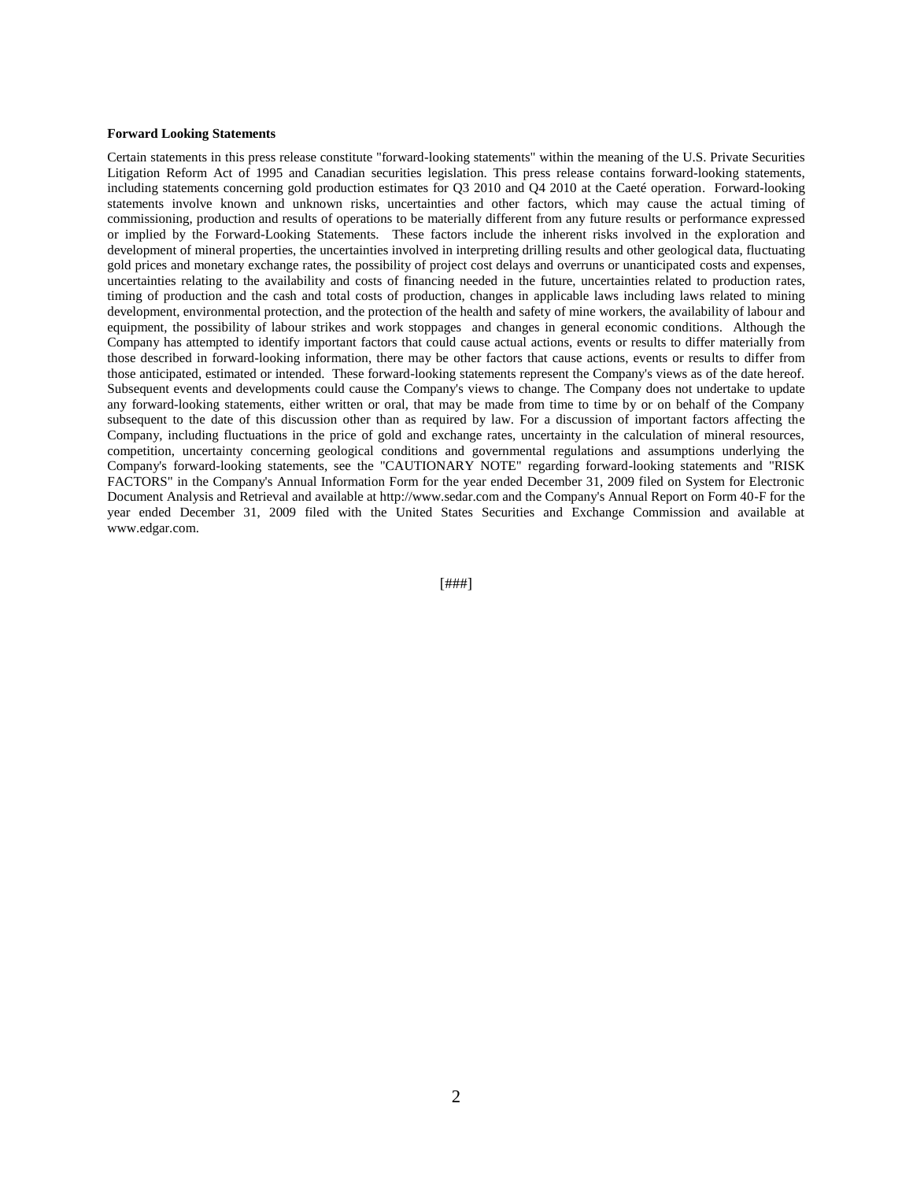**Forward Looking Statements**

Certain statements in this press release constitute "forward-looking statements" within the meaning of the U.S. Private Securities Litigation Reform Act of 1995 and Canadian securities legislation. This press release contains forward-looking statements, including statements concerning gold production estimates for Q3 2010 and Q4 2010 at the Caeté operation. Forward-looking statements involve known and unknown risks, uncertainties and other factors, which may cause the actual timing of commissioning, production and results of operations to be materially different from any future results or performance expressed or implied by the Forward-Looking Statements. These factors include the inherent risks involved in the exploration and development of mineral properties, the uncertainties involved in interpreting drilling results and other geological data, fluctuating gold prices and monetary exchange rates, the possibility of project cost delays and overruns or unanticipated costs and expenses, uncertainties relating to the availability and costs of financing needed in the future, uncertainties related to production rates, timing of production and the cash and total costs of production, changes in applicable laws including laws related to mining development, environmental protection, and the protection of the health and safety of mine workers, the availability of labour and equipment, the possibility of labour strikes and work stoppages and changes in general economic conditions. Although the Company has attempted to identify important factors that could cause actual actions, events or results to differ materially from those described in forward-looking information, there may be other factors that cause actions, events or results to differ from those anticipated, estimated or intended. These forward-looking statements represent the Company's views as of the date hereof. Subsequent events and developments could cause the Company's views to change. The Company does not undertake to update any forward-looking statements, either written or oral, that may be made from time to time by or on behalf of the Company subsequent to the date of this discussion other than as required by law. For a discussion of important factors affecting the Company, including fluctuations in the price of gold and exchange rates, uncertainty in the calculation of mineral resources, competition, uncertainty concerning geological conditions and governmental regulations and assumptions underlying the Company's forward-looking statements, see the "CAUTIONARY NOTE" regarding forward-looking statements and "RISK FACTORS" in the Company's Annual Information Form for the year ended December 31, 2009 filed on System for Electronic Document Analysis and Retrieval and available at http://www.sedar.com and the Company's Annual Report on Form 40-F for the year ended December 31, 2009 filed with the United States Securities and Exchange Commission and available at www.edgar.com.

[###]